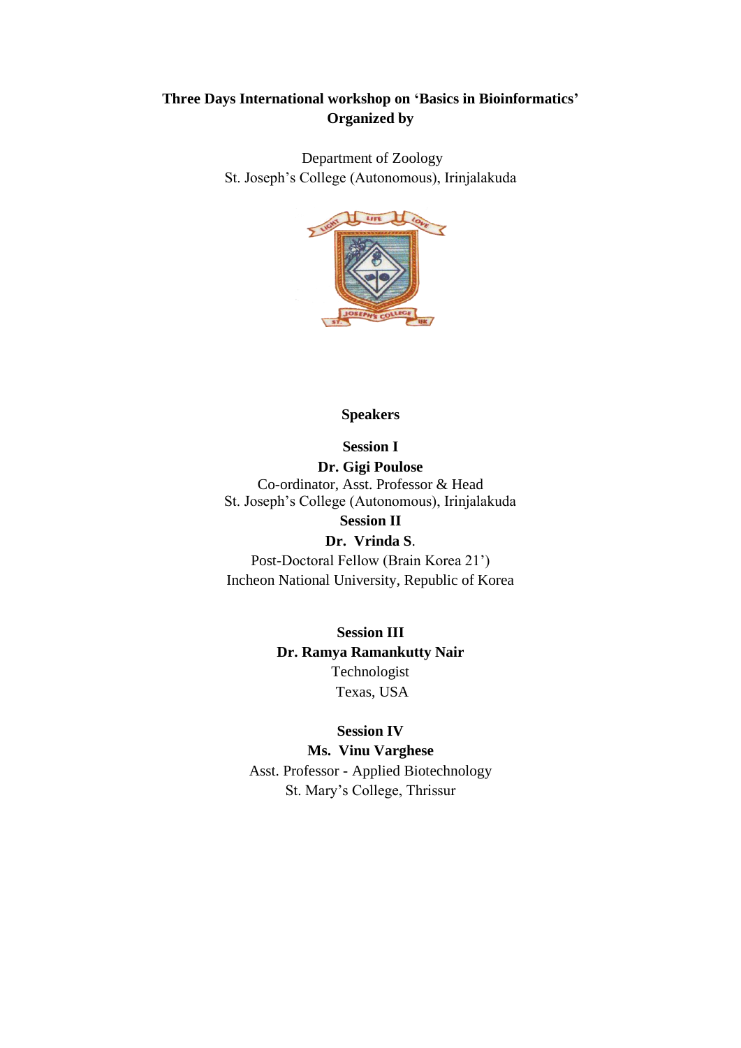**Three Days International workshop on 'Basics in Bioinformatics'**
**Organized by**

Department of Zoology
St. Joseph's College (Autonomous), Irinjalakuda

**Speakers**

**Session I**
**Dr. Gigi Poulose**
Co-ordinator, Asst. Professor & Head
St. Joseph's College (Autonomous), Irinjalakuda

**Session II**
**Dr. Vrinda S.**
Post-Doctoral Fellow (Brain Korea 21')
Incheon National University, Republic of Korea

**Session III**
**Dr. Ramya Ramankutty Nair**
Technologist
Texas, USA

**Session IV**
**Ms. Vinu Varghese**
Asst. Professor - Applied Biotechnology
St. Mary's College, Thrissur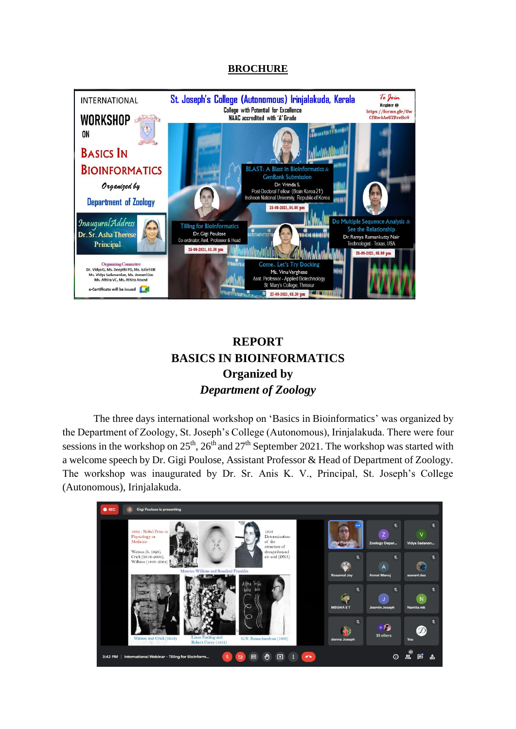## BROCHURE

# REPORT
# BASICS IN BIOINFORMATICS
## Organized by
## *Department of Zoology*

The three days international workshop on 'Basics in Bioinformatics' was organized by the Department of Zoology, St. Joseph's College (Autonomous), Irinjalakuda. There were four sessions in the workshop on 25th, 26th and 27th September 2021. The workshop was started with a welcome speech by Dr. Gigi Poulose, Assistant Professor & Head of Department of Zoology. The workshop was inaugurated by Dr. Sr. Anis K. V., Principal, St. Joseph's College (Autonomous), Irinjalakuda.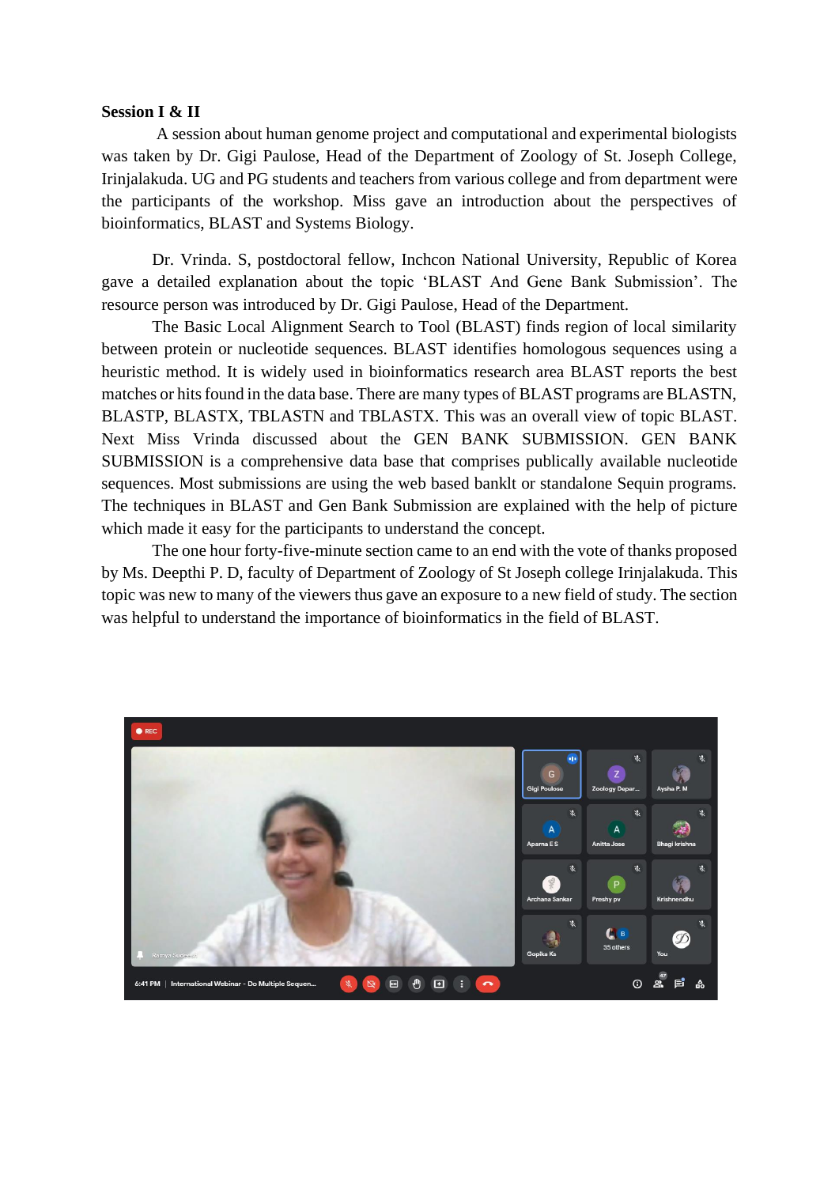**Session I & II**

A session about human genome project and computational and experimental biologists was taken by Dr. Gigi Paulose, Head of the Department of Zoology of St. Joseph College, Irinjalakuda. UG and PG students and teachers from various college and from department were the participants of the workshop. Miss gave an introduction about the perspectives of bioinformatics, BLAST and Systems Biology.

Dr. Vrinda. S, postdoctoral fellow, Inchcon National University, Republic of Korea gave a detailed explanation about the topic 'BLAST And Gene Bank Submission'. The resource person was introduced by Dr. Gigi Paulose, Head of the Department.

The Basic Local Alignment Search to Tool (BLAST) finds region of local similarity between protein or nucleotide sequences. BLAST identifies homologous sequences using a heuristic method. It is widely used in bioinformatics research area BLAST reports the best matches or hits found in the data base. There are many types of BLAST programs are BLASTN, BLASTP, BLASTX, TBLASTN and TBLASTX. This was an overall view of topic BLAST. Next Miss Vrinda discussed about the GEN BANK SUBMISSION. GEN BANK SUBMISSION is a comprehensive data base that comprises publically available nucleotide sequences. Most submissions are using the web based banklt or standalone Sequin programs. The techniques in BLAST and Gen Bank Submission are explained with the help of picture which made it easy for the participants to understand the concept.

The one hour forty-five-minute section came to an end with the vote of thanks proposed by Ms. Deepthi P. D, faculty of Department of Zoology of St Joseph college Irinjalakuda. This topic was new to many of the viewers thus gave an exposure to a new field of study. The section was helpful to understand the importance of bioinformatics in the field of BLAST.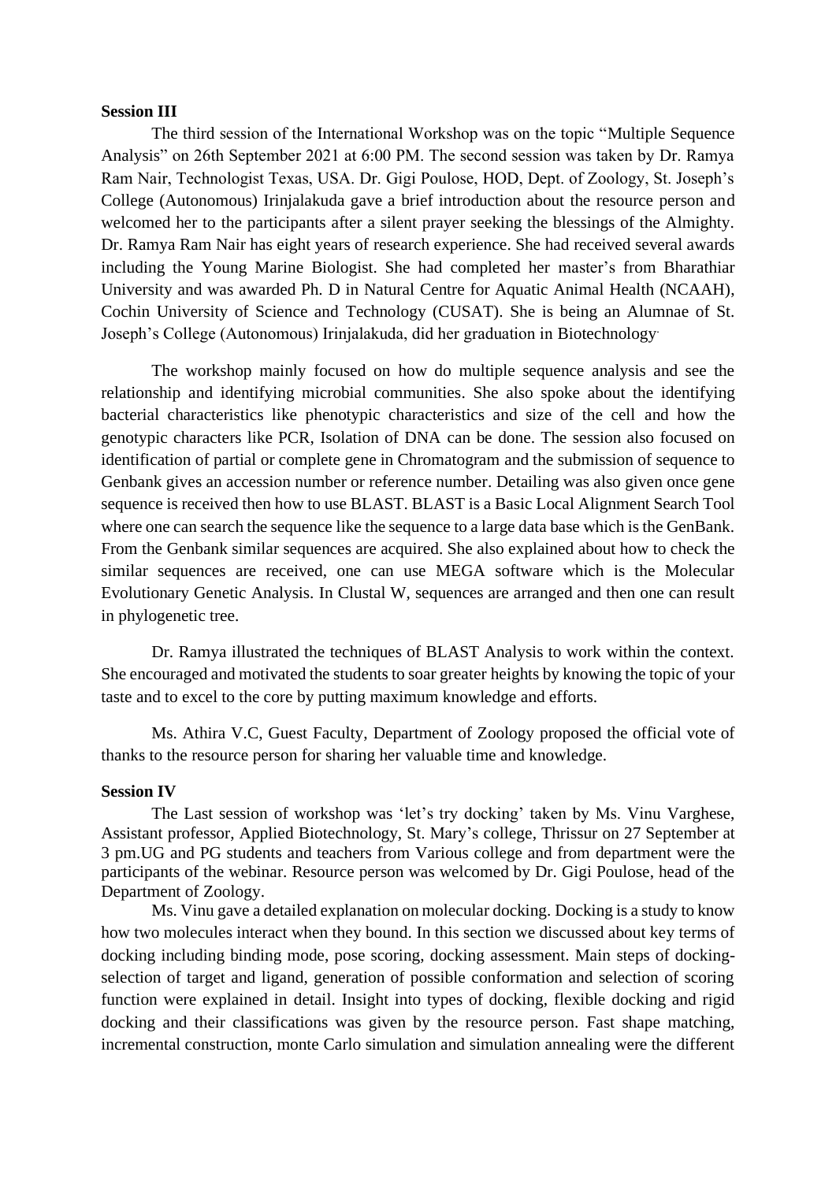**Session III**

The third session of the International Workshop was on the topic "Multiple Sequence Analysis" on 26th September 2021 at 6:00 PM. The second session was taken by Dr. Ramya Ram Nair, Technologist Texas, USA. Dr. Gigi Poulose, HOD, Dept. of Zoology, St. Joseph's College (Autonomous) Irinjalakuda gave a brief introduction about the resource person and welcomed her to the participants after a silent prayer seeking the blessings of the Almighty. Dr. Ramya Ram Nair has eight years of research experience. She had received several awards including the Young Marine Biologist. She had completed her master's from Bharathiar University and was awarded Ph. D in Natural Centre for Aquatic Animal Health (NCAAH), Cochin University of Science and Technology (CUSAT). She is being an Alumnae of St. Joseph's College (Autonomous) Irinjalakuda, did her graduation in Biotechnology.

The workshop mainly focused on how do multiple sequence analysis and see the relationship and identifying microbial communities. She also spoke about the identifying bacterial characteristics like phenotypic characteristics and size of the cell and how the genotypic characters like PCR, Isolation of DNA can be done. The session also focused on identification of partial or complete gene in Chromatogram and the submission of sequence to Genbank gives an accession number or reference number. Detailing was also given once gene sequence is received then how to use BLAST. BLAST is a Basic Local Alignment Search Tool where one can search the sequence like the sequence to a large data base which is the GenBank. From the Genbank similar sequences are acquired. She also explained about how to check the similar sequences are received, one can use MEGA software which is the Molecular Evolutionary Genetic Analysis. In Clustal W, sequences are arranged and then one can result in phylogenetic tree.

Dr. Ramya illustrated the techniques of BLAST Analysis to work within the context. She encouraged and motivated the students to soar greater heights by knowing the topic of your taste and to excel to the core by putting maximum knowledge and efforts.

Ms. Athira V.C, Guest Faculty, Department of Zoology proposed the official vote of thanks to the resource person for sharing her valuable time and knowledge.

**Session IV**

The Last session of workshop was 'let's try docking' taken by Ms. Vinu Varghese, Assistant professor, Applied Biotechnology, St. Mary's college, Thrissur on 27 September at 3 pm.UG and PG students and teachers from Various college and from department were the participants of the webinar. Resource person was welcomed by Dr. Gigi Poulose, head of the Department of Zoology.

Ms. Vinu gave a detailed explanation on molecular docking. Docking is a study to know how two molecules interact when they bound. In this section we discussed about key terms of docking including binding mode, pose scoring, docking assessment. Main steps of docking- selection of target and ligand, generation of possible conformation and selection of scoring function were explained in detail. Insight into types of docking, flexible docking and rigid docking and their classifications was given by the resource person. Fast shape matching, incremental construction, monte Carlo simulation and simulation annealing were the different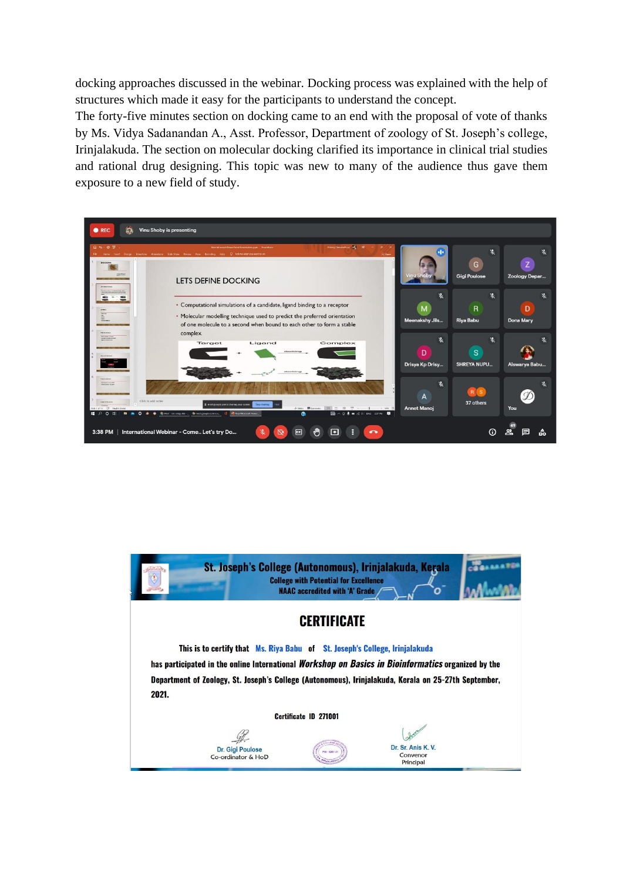docking approaches discussed in the webinar. Docking process was explained with the help of structures which made it easy for the participants to understand the concept.

The forty-five minutes section on docking came to an end with the proposal of vote of thanks by Ms. Vidya Sadanandan A., Asst. Professor, Department of zoology of St. Joseph's college, Irinjalakuda. The section on molecular docking clarified its importance in clinical trial studies and rational drug designing. This topic was new to many of the audience thus gave them exposure to a new field of study.

**St. Joseph's College (Autonomous), Irinjalakuda, Kerala**
**College with Potential for Excellence**
**NAAC accredited with 'A' Grade**

## CERTIFICATE

**This is to certify that Ms. Riya Babu of St. Joseph's College, Irinjalakuda has participated in the online International *Workshop on Basics in Bioinformatics* organized by the Department of Zoology, St. Joseph's College (Autonomous), Irinjalakuda, Kerala on 25-27th September, 2021.**

**Certificate ID 271001**

Dr. Gigi Poulose
Co-ordinator & HoD

Dr. Sr. Anis K. V.
Convenor
Principal